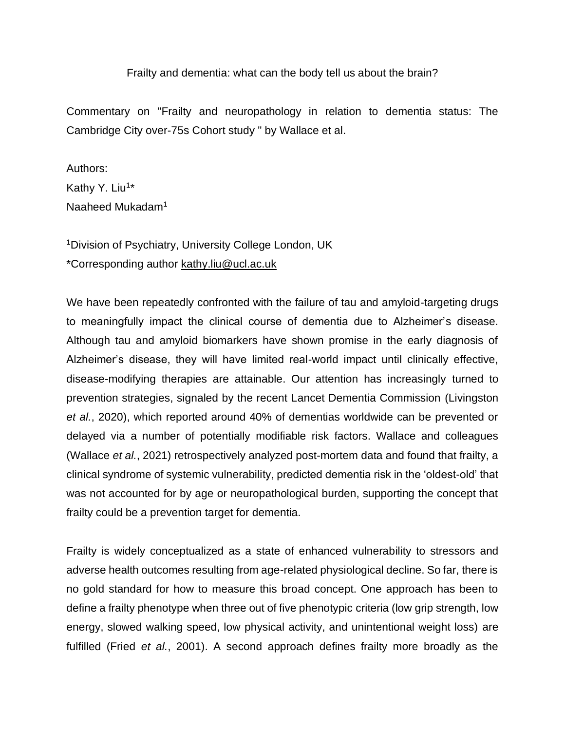Frailty and dementia: what can the body tell us about the brain?

Commentary on "Frailty and neuropathology in relation to dementia status: The Cambridge City over-75s Cohort study " by Wallace et al.

Authors:  
Kathy Y. Liu[1]*  
Naaheed Mukadam[1]

[1]Division of Psychiatry, University College London, UK  
*Corresponding author kathy.liu@ucl.ac.uk

We have been repeatedly confronted with the failure of tau and amyloid-targeting drugs to meaningfully impact the clinical course of dementia due to Alzheimer's disease. Although tau and amyloid biomarkers have shown promise in the early diagnosis of Alzheimer's disease, they will have limited real-world impact until clinically effective, disease-modifying therapies are attainable. Our attention has increasingly turned to prevention strategies, signaled by the recent Lancet Dementia Commission (Livingston *et al.*, 2020), which reported around 40% of dementias worldwide can be prevented or delayed via a number of potentially modifiable risk factors. Wallace and colleagues (Wallace *et al.*, 2021) retrospectively analyzed post-mortem data and found that frailty, a clinical syndrome of systemic vulnerability, predicted dementia risk in the 'oldest-old' that was not accounted for by age or neuropathological burden, supporting the concept that frailty could be a prevention target for dementia.

Frailty is widely conceptualized as a state of enhanced vulnerability to stressors and adverse health outcomes resulting from age-related physiological decline. So far, there is no gold standard for how to measure this broad concept. One approach has been to define a frailty phenotype when three out of five phenotypic criteria (low grip strength, low energy, slowed walking speed, low physical activity, and unintentional weight loss) are fulfilled (Fried *et al.*, 2001). A second approach defines frailty more broadly as the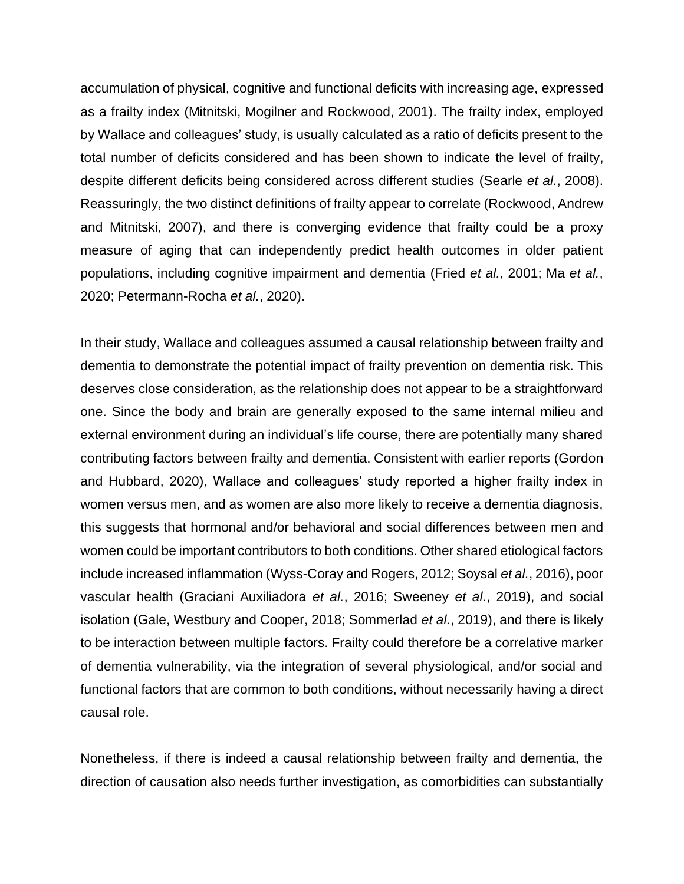accumulation of physical, cognitive and functional deficits with increasing age, expressed as a frailty index (Mitnitski, Mogilner and Rockwood, 2001). The frailty index, employed by Wallace and colleagues' study, is usually calculated as a ratio of deficits present to the total number of deficits considered and has been shown to indicate the level of frailty, despite different deficits being considered across different studies (Searle *et al.*, 2008). Reassuringly, the two distinct definitions of frailty appear to correlate (Rockwood, Andrew and Mitnitski, 2007), and there is converging evidence that frailty could be a proxy measure of aging that can independently predict health outcomes in older patient populations, including cognitive impairment and dementia (Fried *et al.*, 2001; Ma *et al.*, 2020; Petermann-Rocha *et al.*, 2020).

In their study, Wallace and colleagues assumed a causal relationship between frailty and dementia to demonstrate the potential impact of frailty prevention on dementia risk. This deserves close consideration, as the relationship does not appear to be a straightforward one. Since the body and brain are generally exposed to the same internal milieu and external environment during an individual's life course, there are potentially many shared contributing factors between frailty and dementia. Consistent with earlier reports (Gordon and Hubbard, 2020), Wallace and colleagues' study reported a higher frailty index in women versus men, and as women are also more likely to receive a dementia diagnosis, this suggests that hormonal and/or behavioral and social differences between men and women could be important contributors to both conditions. Other shared etiological factors include increased inflammation (Wyss-Coray and Rogers, 2012; Soysal *et al.*, 2016), poor vascular health (Graciani Auxiliadora *et al.*, 2016; Sweeney *et al.*, 2019), and social isolation (Gale, Westbury and Cooper, 2018; Sommerlad *et al.*, 2019), and there is likely to be interaction between multiple factors. Frailty could therefore be a correlative marker of dementia vulnerability, via the integration of several physiological, and/or social and functional factors that are common to both conditions, without necessarily having a direct causal role.

Nonetheless, if there is indeed a causal relationship between frailty and dementia, the direction of causation also needs further investigation, as comorbidities can substantially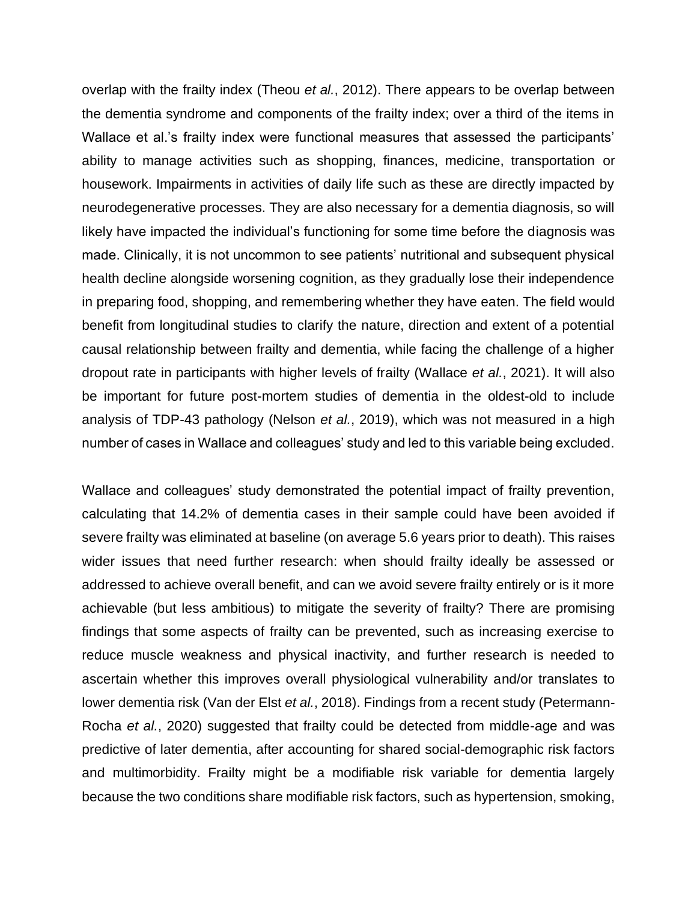overlap with the frailty index (Theou *et al.*, 2012). There appears to be overlap between the dementia syndrome and components of the frailty index; over a third of the items in Wallace et al.'s frailty index were functional measures that assessed the participants' ability to manage activities such as shopping, finances, medicine, transportation or housework. Impairments in activities of daily life such as these are directly impacted by neurodegenerative processes. They are also necessary for a dementia diagnosis, so will likely have impacted the individual's functioning for some time before the diagnosis was made. Clinically, it is not uncommon to see patients' nutritional and subsequent physical health decline alongside worsening cognition, as they gradually lose their independence in preparing food, shopping, and remembering whether they have eaten. The field would benefit from longitudinal studies to clarify the nature, direction and extent of a potential causal relationship between frailty and dementia, while facing the challenge of a higher dropout rate in participants with higher levels of frailty (Wallace *et al.*, 2021). It will also be important for future post-mortem studies of dementia in the oldest-old to include analysis of TDP-43 pathology (Nelson *et al.*, 2019), which was not measured in a high number of cases in Wallace and colleagues' study and led to this variable being excluded.

Wallace and colleagues' study demonstrated the potential impact of frailty prevention, calculating that 14.2% of dementia cases in their sample could have been avoided if severe frailty was eliminated at baseline (on average 5.6 years prior to death). This raises wider issues that need further research: when should frailty ideally be assessed or addressed to achieve overall benefit, and can we avoid severe frailty entirely or is it more achievable (but less ambitious) to mitigate the severity of frailty? There are promising findings that some aspects of frailty can be prevented, such as increasing exercise to reduce muscle weakness and physical inactivity, and further research is needed to ascertain whether this improves overall physiological vulnerability and/or translates to lower dementia risk (Van der Elst *et al.*, 2018). Findings from a recent study (Petermann-Rocha *et al.*, 2020) suggested that frailty could be detected from middle-age and was predictive of later dementia, after accounting for shared social-demographic risk factors and multimorbidity. Frailty might be a modifiable risk variable for dementia largely because the two conditions share modifiable risk factors, such as hypertension, smoking,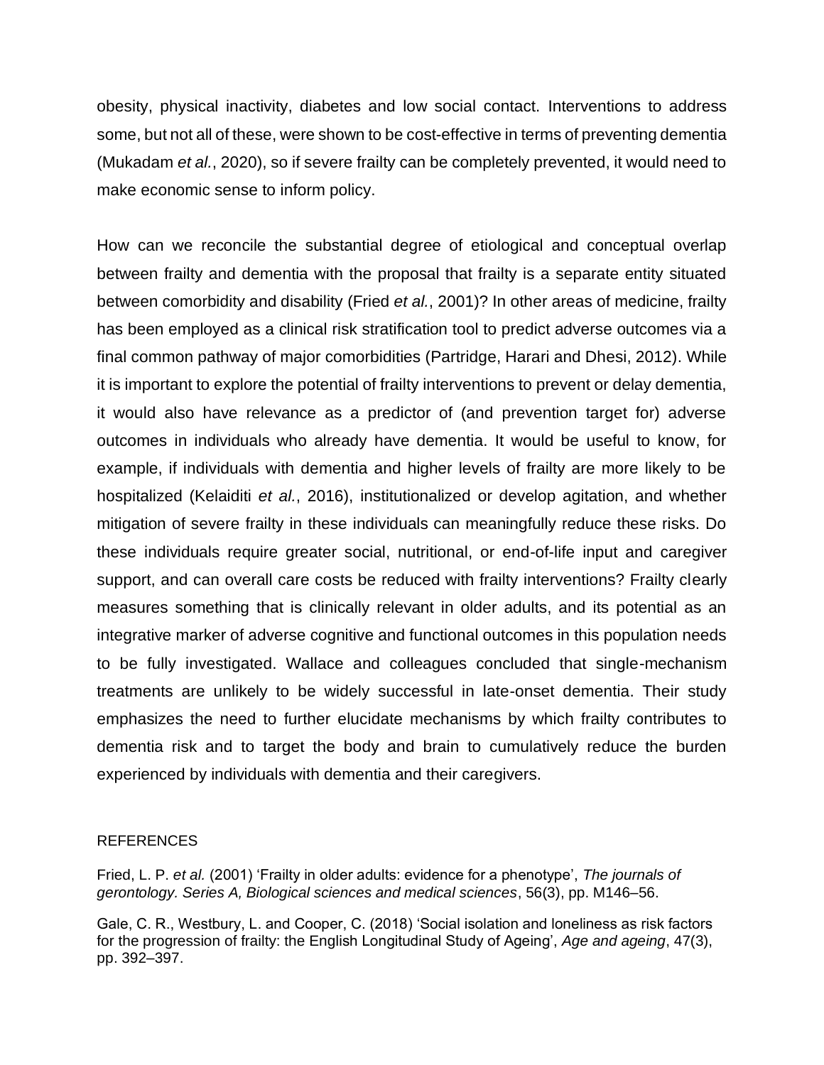obesity, physical inactivity, diabetes and low social contact. Interventions to address some, but not all of these, were shown to be cost-effective in terms of preventing dementia (Mukadam *et al.*, 2020), so if severe frailty can be completely prevented, it would need to make economic sense to inform policy.

How can we reconcile the substantial degree of etiological and conceptual overlap between frailty and dementia with the proposal that frailty is a separate entity situated between comorbidity and disability (Fried *et al.*, 2001)? In other areas of medicine, frailty has been employed as a clinical risk stratification tool to predict adverse outcomes via a final common pathway of major comorbidities (Partridge, Harari and Dhesi, 2012). While it is important to explore the potential of frailty interventions to prevent or delay dementia, it would also have relevance as a predictor of (and prevention target for) adverse outcomes in individuals who already have dementia. It would be useful to know, for example, if individuals with dementia and higher levels of frailty are more likely to be hospitalized (Kelaiditi *et al.*, 2016), institutionalized or develop agitation, and whether mitigation of severe frailty in these individuals can meaningfully reduce these risks. Do these individuals require greater social, nutritional, or end-of-life input and caregiver support, and can overall care costs be reduced with frailty interventions? Frailty clearly measures something that is clinically relevant in older adults, and its potential as an integrative marker of adverse cognitive and functional outcomes in this population needs to be fully investigated. Wallace and colleagues concluded that single-mechanism treatments are unlikely to be widely successful in late-onset dementia. Their study emphasizes the need to further elucidate mechanisms by which frailty contributes to dementia risk and to target the body and brain to cumulatively reduce the burden experienced by individuals with dementia and their caregivers.

REFERENCES

Fried, L. P. *et al.* (2001) 'Frailty in older adults: evidence for a phenotype', *The journals of gerontology. Series A, Biological sciences and medical sciences*, 56(3), pp. M146–56.

Gale, C. R., Westbury, L. and Cooper, C. (2018) 'Social isolation and loneliness as risk factors for the progression of frailty: the English Longitudinal Study of Ageing', *Age and ageing*, 47(3), pp. 392–397.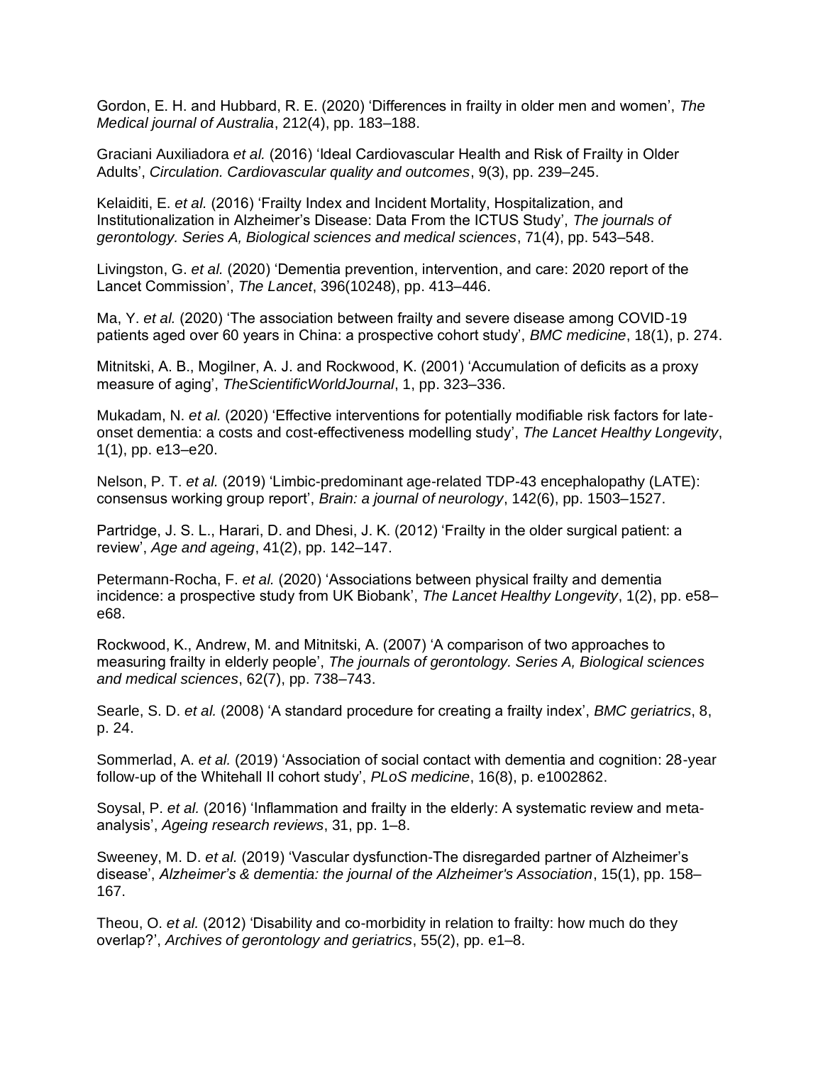Gordon, E. H. and Hubbard, R. E. (2020) ‘Differences in frailty in older men and women’, *The Medical journal of Australia*, 212(4), pp. 183–188.

Graciani Auxiliadora *et al.* (2016) ‘Ideal Cardiovascular Health and Risk of Frailty in Older Adults’, *Circulation. Cardiovascular quality and outcomes*, 9(3), pp. 239–245.

Kelaiditi, E. *et al.* (2016) ‘Frailty Index and Incident Mortality, Hospitalization, and Institutionalization in Alzheimer’s Disease: Data From the ICTUS Study’, *The journals of gerontology. Series A, Biological sciences and medical sciences*, 71(4), pp. 543–548.

Livingston, G. *et al.* (2020) ‘Dementia prevention, intervention, and care: 2020 report of the Lancet Commission’, *The Lancet*, 396(10248), pp. 413–446.

Ma, Y. *et al.* (2020) ‘The association between frailty and severe disease among COVID-19 patients aged over 60 years in China: a prospective cohort study’, *BMC medicine*, 18(1), p. 274.

Mitnitski, A. B., Mogilner, A. J. and Rockwood, K. (2001) ‘Accumulation of deficits as a proxy measure of aging’, *TheScientificWorldJournal*, 1, pp. 323–336.

Mukadam, N. *et al.* (2020) ‘Effective interventions for potentially modifiable risk factors for late-onset dementia: a costs and cost-effectiveness modelling study’, *The Lancet Healthy Longevity*, 1(1), pp. e13–e20.

Nelson, P. T. *et al.* (2019) ‘Limbic-predominant age-related TDP-43 encephalopathy (LATE): consensus working group report’, *Brain: a journal of neurology*, 142(6), pp. 1503–1527.

Partridge, J. S. L., Harari, D. and Dhesi, J. K. (2012) ‘Frailty in the older surgical patient: a review’, *Age and ageing*, 41(2), pp. 142–147.

Petermann-Rocha, F. *et al.* (2020) ‘Associations between physical frailty and dementia incidence: a prospective study from UK Biobank’, *The Lancet Healthy Longevity*, 1(2), pp. e58–e68.

Rockwood, K., Andrew, M. and Mitnitski, A. (2007) ‘A comparison of two approaches to measuring frailty in elderly people’, *The journals of gerontology. Series A, Biological sciences and medical sciences*, 62(7), pp. 738–743.

Searle, S. D. *et al.* (2008) ‘A standard procedure for creating a frailty index’, *BMC geriatrics*, 8, p. 24.

Sommerlad, A. *et al.* (2019) ‘Association of social contact with dementia and cognition: 28-year follow-up of the Whitehall II cohort study’, *PLoS medicine*, 16(8), p. e1002862.

Soysal, P. *et al.* (2016) ‘Inflammation and frailty in the elderly: A systematic review and meta-analysis’, *Ageing research reviews*, 31, pp. 1–8.

Sweeney, M. D. *et al.* (2019) ‘Vascular dysfunction-The disregarded partner of Alzheimer’s disease’, *Alzheimer’s & dementia: the journal of the Alzheimer's Association*, 15(1), pp. 158–167.

Theou, O. *et al.* (2012) ‘Disability and co-morbidity in relation to frailty: how much do they overlap?’, *Archives of gerontology and geriatrics*, 55(2), pp. e1–8.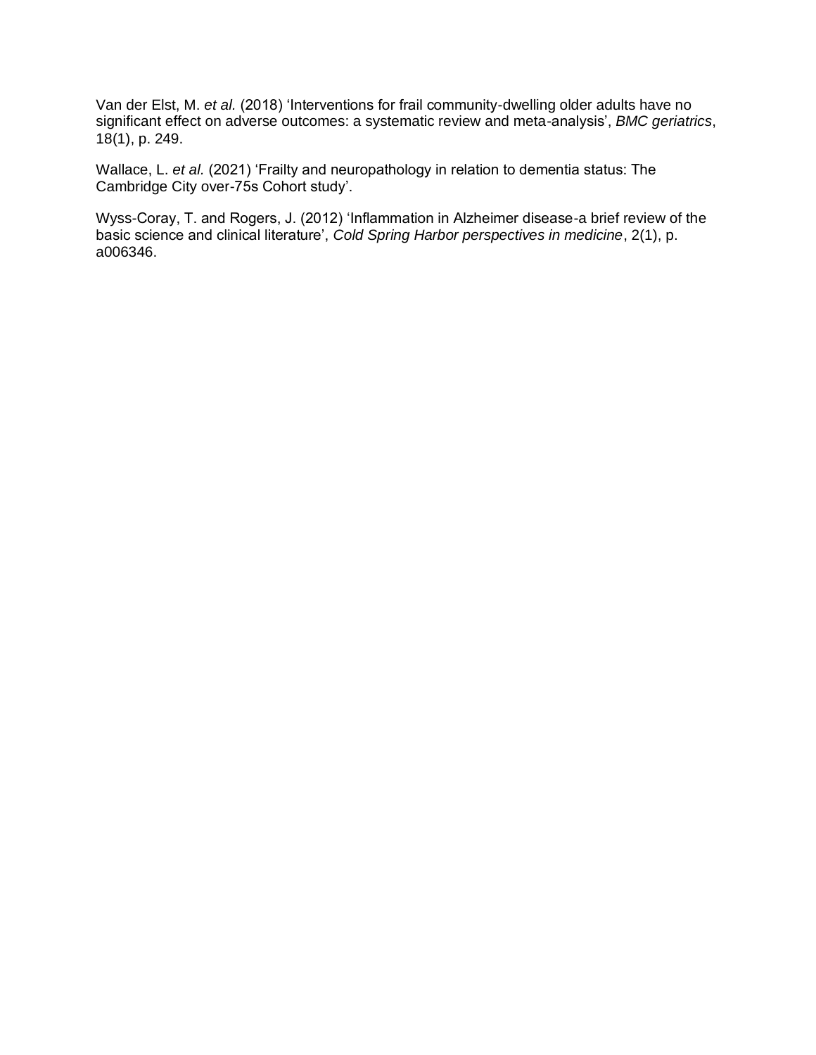Van der Elst, M. *et al.* (2018) 'Interventions for frail community-dwelling older adults have no significant effect on adverse outcomes: a systematic review and meta-analysis', *BMC geriatrics*, 18(1), p. 249.

Wallace, L. *et al.* (2021) 'Frailty and neuropathology in relation to dementia status: The Cambridge City over-75s Cohort study'.

Wyss-Coray, T. and Rogers, J. (2012) 'Inflammation in Alzheimer disease-a brief review of the basic science and clinical literature', *Cold Spring Harbor perspectives in medicine*, 2(1), p. a006346.